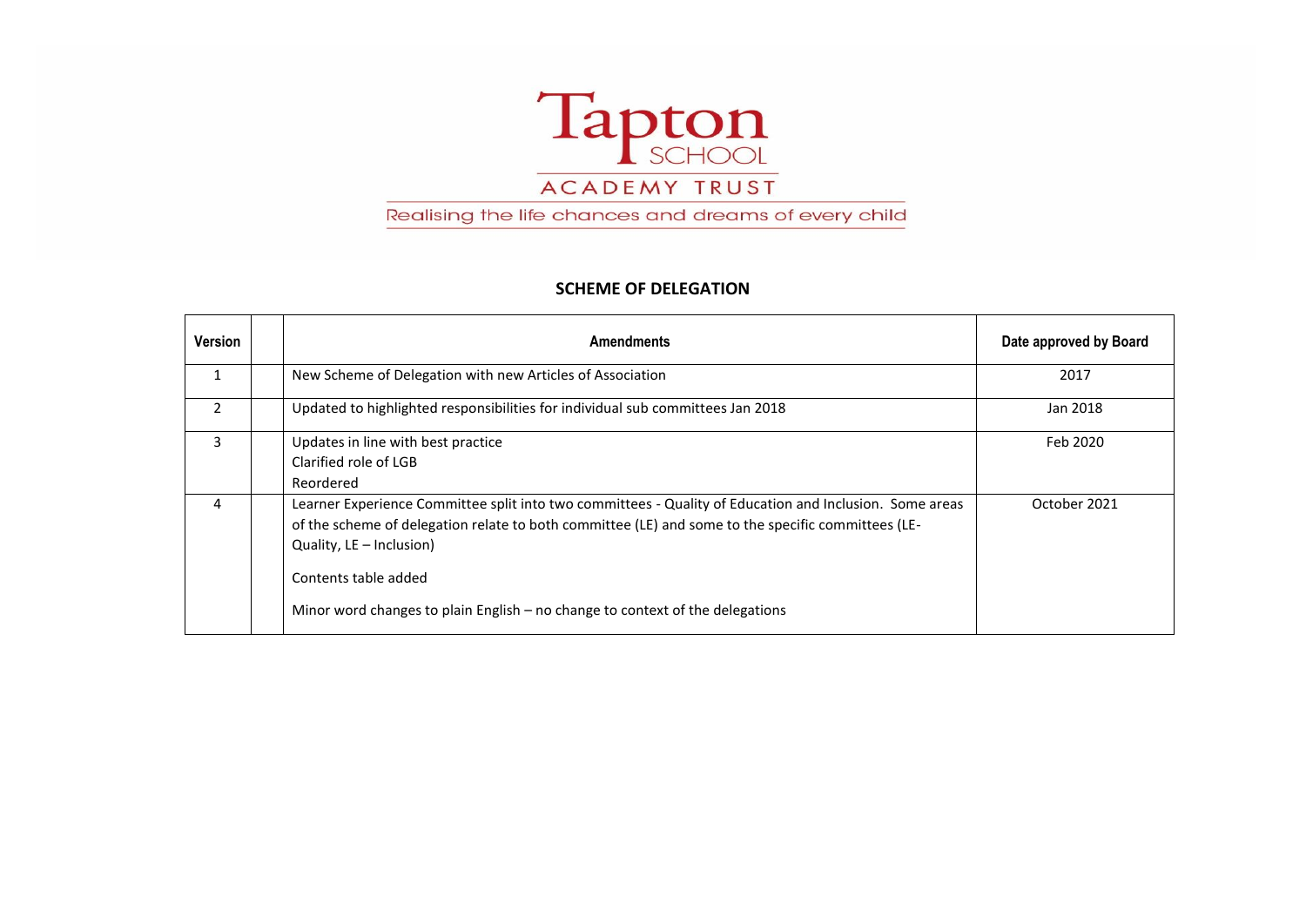Tapton SCHOOL

ACADEMY TRUST

Realising the life chances and dreams of every child

## SCHEME OF DELEGATION

| Version | | Amendments | Date approved by Board |
|---|---|---|---|
| 1 | | New Scheme of Delegation with new Articles of Association | 2017 |
| 2 | | Updated to highlighted responsibilities for individual sub committees Jan 2018 | Jan 2018 |
| 3 | | Updates in line with best practice<br>Clarified role of LGB<br>Reordered | Feb 2020 |
| 4 | | Learner Experience Committee split into two committees - Quality of Education and Inclusion. Some areas of the scheme of delegation relate to both committee (LE) and some to the specific committees (LE-Quality, LE – Inclusion)<br><br>Contents table added<br><br>Minor word changes to plain English – no change to context of the delegations | October 2021 |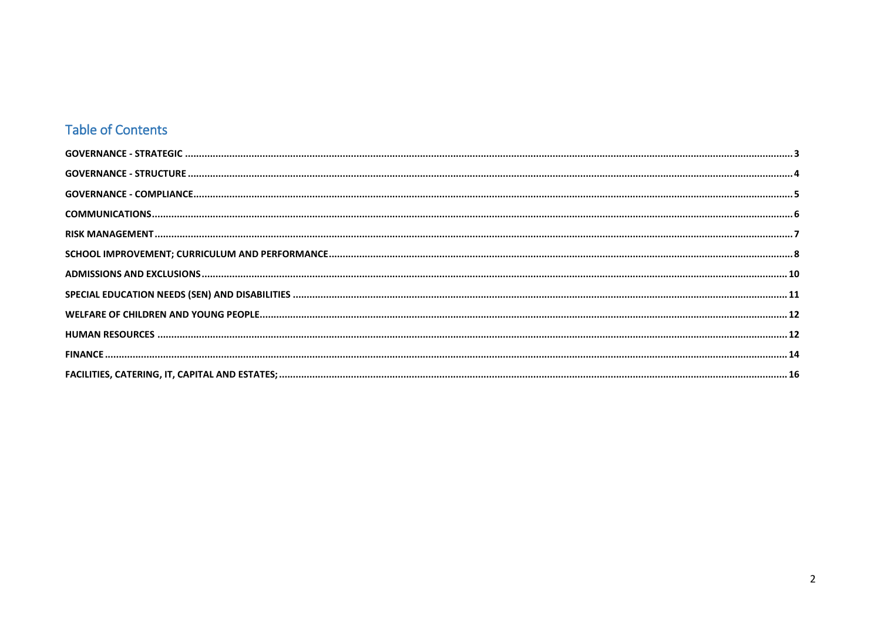## Table of Contents

**GOVERNANCE - STRATEGIC** ........ 3

**GOVERNANCE - STRUCTURE** ........ 4

**GOVERNANCE - COMPLIANCE** ........ 5

**COMMUNICATIONS** ........ 6

**RISK MANAGEMENT** ........ 7

**SCHOOL IMPROVEMENT; CURRICULUM AND PERFORMANCE** ........ 8

**ADMISSIONS AND EXCLUSIONS** ........ 10

**SPECIAL EDUCATION NEEDS (SEN) AND DISABILITIES** ........ 11

**WELFARE OF CHILDREN AND YOUNG PEOPLE** ........ 12

**HUMAN RESOURCES** ........ 12

**FINANCE** ........ 14

**FACILITIES, CATERING, IT, CAPITAL AND ESTATES;** ........ 16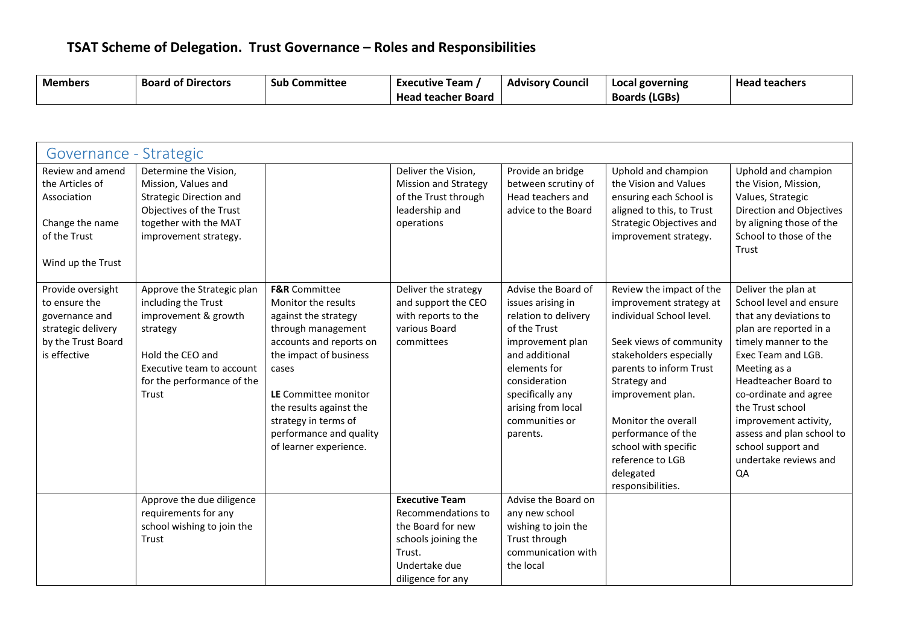## TSAT Scheme of Delegation. Trust Governance – Roles and Responsibilities

| Members | Board of Directors | Sub Committee | Executive Team / Head teacher Board | Advisory Council | Local governing Boards (LGBs) | Head teachers |
|---|---|---|---|---|---|---|

| Governance - Strategic | | | | | | |
|---|---|---|---|---|---|---|
| Review and amend the Articles of Association<br><br>Change the name of the Trust<br><br>Wind up the Trust | Determine the Vision, Mission, Values and Strategic Direction and Objectives of the Trust together with the MAT improvement strategy. | | Deliver the Vision, Mission and Strategy of the Trust through leadership and operations | Provide an bridge between scrutiny of Head teachers and advice to the Board | Uphold and champion the Vision and Values ensuring each School is aligned to this, to Trust Strategic Objectives and improvement strategy. | Uphold and champion the Vision, Mission, Values, Strategic Direction and Objectives by aligning those of the School to those of the Trust |
| Provide oversight to ensure the governance and strategic delivery by the Trust Board is effective | Approve the Strategic plan including the Trust improvement & growth strategy<br><br>Hold the CEO and Executive team to account for the performance of the Trust | **F&R** Committee Monitor the results against the strategy through management accounts and reports on the impact of business cases<br><br>**LE** Committee monitor the results against the strategy in terms of performance and quality of learner experience. | Deliver the strategy and support the CEO with reports to the various Board committees | Advise the Board of issues arising in relation to delivery of the Trust improvement plan and additional elements for consideration specifically any arising from local communities or parents. | Review the impact of the improvement strategy at individual School level.<br><br>Seek views of community stakeholders especially parents to inform Trust Strategy and improvement plan.<br><br>Monitor the overall performance of the school with specific reference to LGB delegated responsibilities. | Deliver the plan at School level and ensure that any deviations to plan are reported in a timely manner to the Exec Team and LGB. Meeting as a Headteacher Board to co-ordinate and agree the Trust school improvement activity, assess and plan school to school support and undertake reviews and QA |
| | Approve the due diligence requirements for any school wishing to join the Trust | | **Executive Team** Recommendations to the Board for new schools joining the Trust.<br>Undertake due diligence for any | Advise the Board on any new school wishing to join the Trust through communication with the local | | |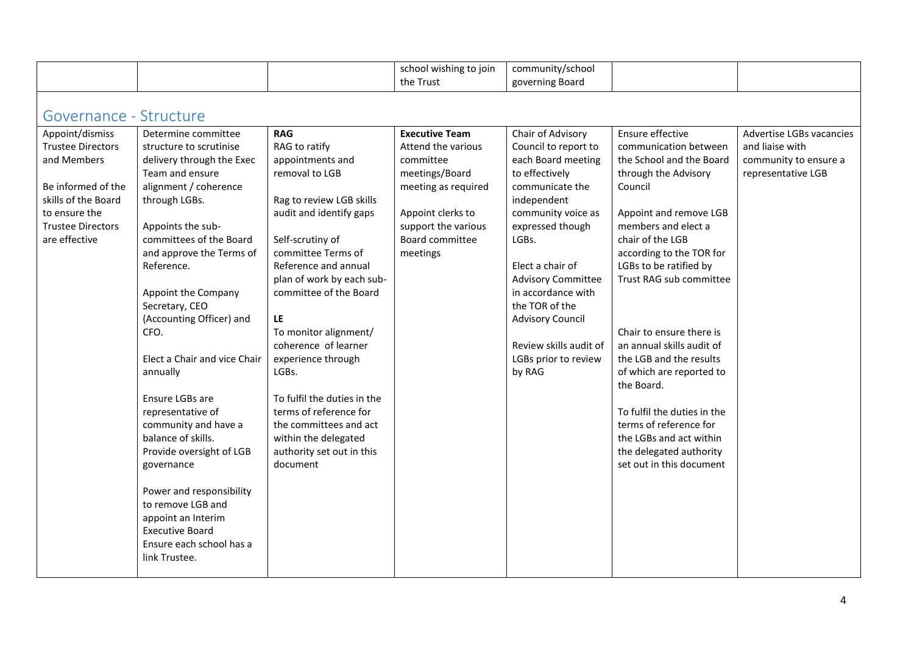| | | | | | | |
|---|---|---|---|---|---|---|
| | | | school wishing to join the Trust | community/school governing Board | | |

## Governance - Structure

| | | | | | | |
|---|---|---|---|---|---|---|
| Appoint/dismiss Trustee Directors and Members<br><br>Be informed of the skills of the Board to ensure the Trustee Directors are effective | Determine committee structure to scrutinise delivery through the Exec Team and ensure alignment / coherence through LGBs.<br><br>Appoints the sub-committees of the Board and approve the Terms of Reference.<br><br>Appoint the Company Secretary, CEO (Accounting Officer) and CFO.<br><br>Elect a Chair and vice Chair annually<br><br>Ensure LGBs are representative of community and have a balance of skills.<br>Provide oversight of LGB governance<br><br>Power and responsibility to remove LGB and appoint an Interim Executive Board<br>Ensure each school has a link Trustee. | **RAG**<br>RAG to ratify appointments and removal to LGB<br><br>Rag to review LGB skills audit and identify gaps<br><br>Self-scrutiny of committee Terms of Reference and annual plan of work by each sub-committee of the Board<br><br>**LE**<br>To monitor alignment/ coherence of learner experience through LGBs.<br><br>To fulfil the duties in the terms of reference for the committees and act within the delegated authority set out in this document | **Executive Team**<br>Attend the various committee meetings/Board meeting as required<br><br>Appoint clerks to support the various Board committee meetings | Chair of Advisory Council to report to each Board meeting to effectively communicate the independent community voice as expressed though LGBs.<br><br>Elect a chair of Advisory Committee in accordance with the TOR of the Advisory Council<br><br>Review skills audit of LGBs prior to review by RAG | Ensure effective communication between the School and the Board through the Advisory Council<br><br>Appoint and remove LGB members and elect a chair of the LGB according to the TOR for LGBs to be ratified by Trust RAG sub committee<br><br>Chair to ensure there is an annual skills audit of the LGB and the results of which are reported to the Board.<br><br>To fulfil the duties in the terms of reference for the LGBs and act within the delegated authority set out in this document | Advertise LGBs vacancies and liaise with community to ensure a representative LGB |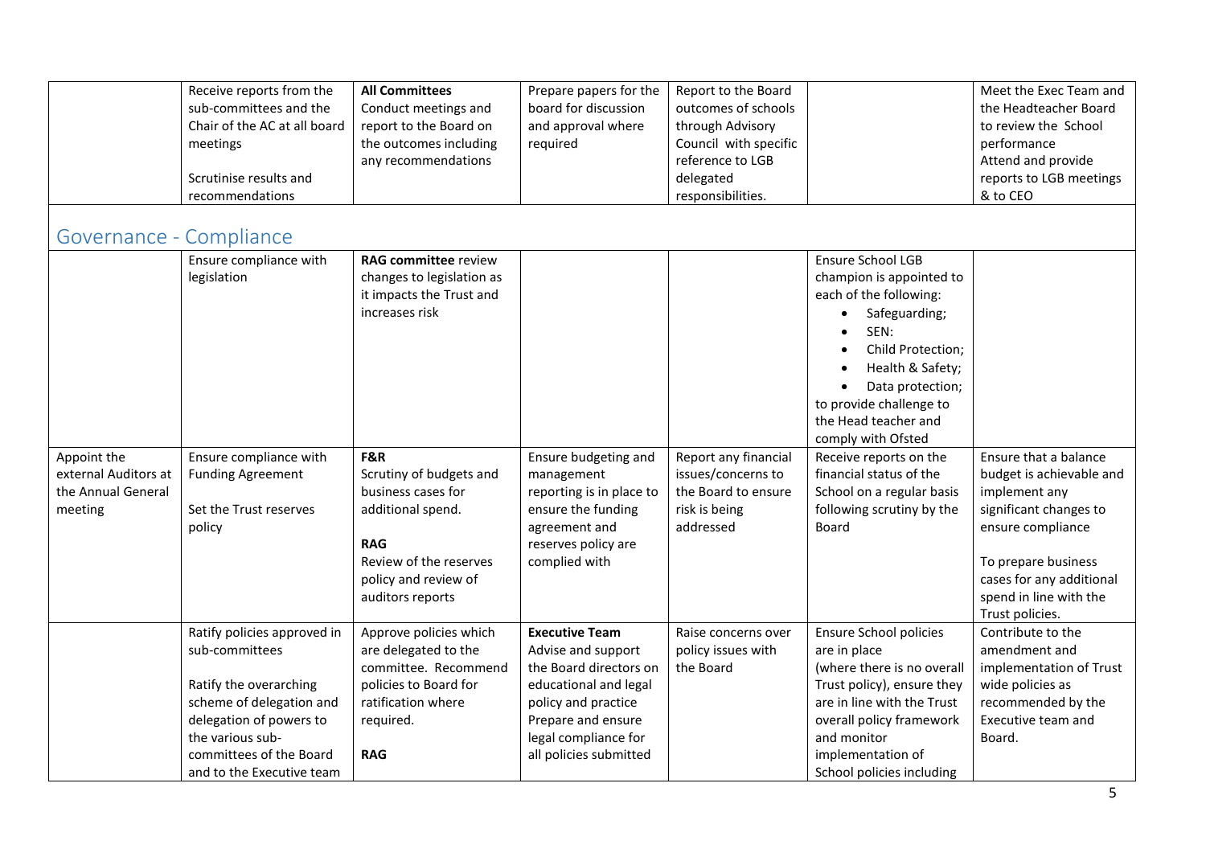| | | | | | | |
|---|---|---|---|---|---|---|
| | Receive reports from the sub-committees and the Chair of the AC at all board meetings<br><br>Scrutinise results and recommendations | **All Committees**<br>Conduct meetings and report to the Board on the outcomes including any recommendations | Prepare papers for the board for discussion and approval where required | Report to the Board outcomes of schools through Advisory Council with specific reference to LGB delegated responsibilities. | | Meet the Exec Team and the Headteacher Board to review the School performance<br>Attend and provide reports to LGB meetings & to CEO |

## Governance - Compliance

| | | | | | | |
|---|---|---|---|---|---|---|
| | Ensure compliance with legislation | **RAG committee** review changes to legislation as it impacts the Trust and increases risk | | | Ensure School LGB champion is appointed to each of the following:<br>• Safeguarding;<br>• SEN:<br>• Child Protection;<br>• Health & Safety;<br>• Data protection;<br>to provide challenge to the Head teacher and comply with Ofsted | |
| Appoint the external Auditors at the Annual General meeting | Ensure compliance with Funding Agreement<br><br>Set the Trust reserves policy | **F&R**<br>Scrutiny of budgets and business cases for additional spend.<br><br>**RAG**<br>Review of the reserves policy and review of auditors reports | Ensure budgeting and management reporting is in place to ensure the funding agreement and reserves policy are complied with | Report any financial issues/concerns to the Board to ensure risk is being addressed | Receive reports on the financial status of the School on a regular basis following scrutiny by the Board | Ensure that a balance budget is achievable and implement any significant changes to ensure compliance<br><br>To prepare business cases for any additional spend in line with the Trust policies. |
| | Ratify policies approved in sub-committees<br><br>Ratify the overarching scheme of delegation and delegation of powers to the various sub-committees of the Board and to the Executive team | Approve policies which are delegated to the committee. Recommend policies to Board for ratification where required.<br><br>**RAG** | **Executive Team**<br>Advise and support the Board directors on educational and legal policy and practice<br>Prepare and ensure legal compliance for all policies submitted | Raise concerns over policy issues with the Board | Ensure School policies are in place (where there is no overall Trust policy), ensure they are in line with the Trust overall policy framework and monitor implementation of School policies including | Contribute to the amendment and implementation of Trust wide policies as recommended by the Executive team and Board. |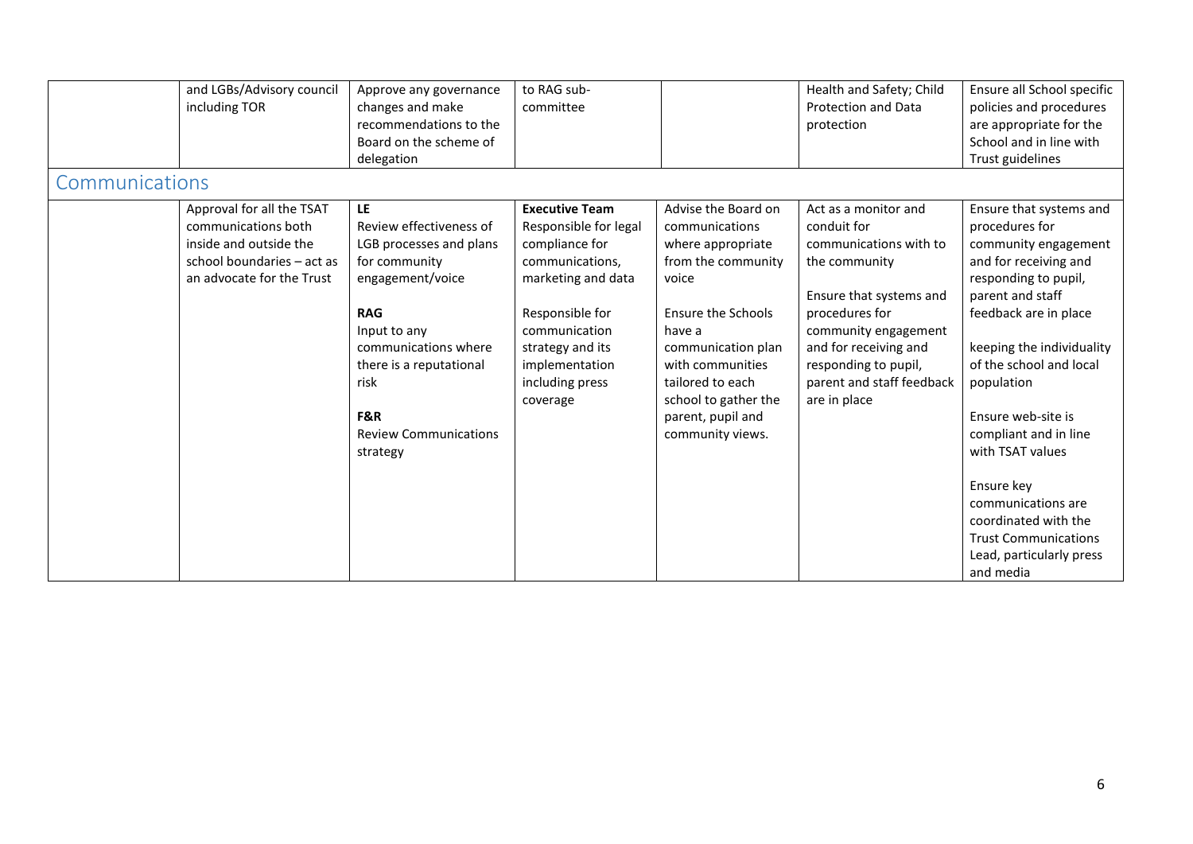| | | | | | | |
|---|---|---|---|---|---|---|
| | and LGBs/Advisory council including TOR | Approve any governance changes and make recommendations to the Board on the scheme of delegation | to RAG sub-committee | | Health and Safety; Child Protection and Data protection | Ensure all School specific policies and procedures are appropriate for the School and in line with Trust guidelines |

## Communications

| | | | | | | |
|---|---|---|---|---|---|---|
| | Approval for all the TSAT communications both inside and outside the school boundaries – act as an advocate for the Trust | **LE**<br>Review effectiveness of LGB processes and plans for community engagement/voice<br><br>**RAG**<br>Input to any communications where there is a reputational risk<br><br>**F&R**<br>Review Communications strategy | **Executive Team**<br>Responsible for legal compliance for communications, marketing and data<br><br>Responsible for communication strategy and its implementation including press coverage | Advise the Board on communications where appropriate from the community voice<br><br>Ensure the Schools have a communication plan with communities tailored to each school to gather the parent, pupil and community views. | Act as a monitor and conduit for communications with to the community<br><br>Ensure that systems and procedures for community engagement and for receiving and responding to pupil, parent and staff feedback are in place | Ensure that systems and procedures for community engagement and for receiving and responding to pupil, parent and staff feedback are in place<br><br>keeping the individuality of the school and local population<br><br>Ensure web-site is compliant and in line with TSAT values<br><br>Ensure key communications are coordinated with the Trust Communications Lead, particularly press and media |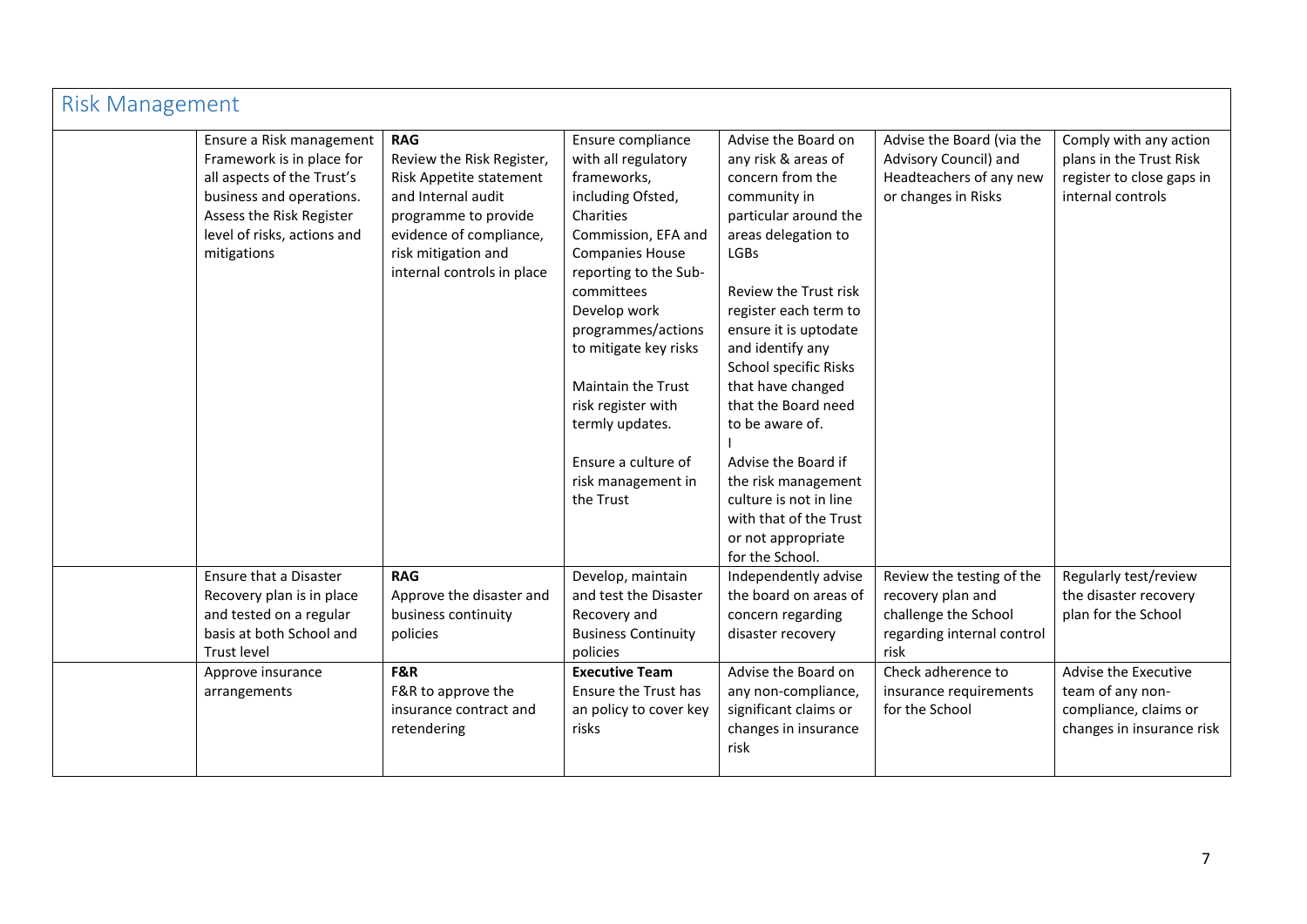## Risk Management

| | | | | | | |
|---|---|---|---|---|---|---|
| | Ensure a Risk management Framework is in place for all aspects of the Trust's business and operations. Assess the Risk Register level of risks, actions and mitigations | **RAG** Review the Risk Register, Risk Appetite statement and Internal audit programme to provide evidence of compliance, risk mitigation and internal controls in place | Ensure compliance with all regulatory frameworks, including Ofsted, Charities Commission, EFA and Companies House reporting to the Sub-committees Develop work programmes/actions to mitigate key risks<br><br>Maintain the Trust risk register with termly updates.<br><br>Ensure a culture of risk management in the Trust | Advise the Board on any risk & areas of concern from the community in particular around the areas delegation to LGBs<br><br>Review the Trust risk register each term to ensure it is uptodate and identify any School specific Risks that have changed that the Board need to be aware of.<br>I<br>Advise the Board if the risk management culture is not in line with that of the Trust or not appropriate for the School. | Advise the Board (via the Advisory Council) and Headteachers of any new or changes in Risks | Comply with any action plans in the Trust Risk register to close gaps in internal controls |
| | Ensure that a Disaster Recovery plan is in place and tested on a regular basis at both School and Trust level | **RAG** Approve the disaster and business continuity policies | Develop, maintain and test the Disaster Recovery and Business Continuity policies | Independently advise the board on areas of concern regarding disaster recovery | Review the testing of the recovery plan and challenge the School regarding internal control risk | Regularly test/review the disaster recovery plan for the School |
| | Approve insurance arrangements | **F&R** F&R to approve the insurance contract and retendering | **Executive Team** Ensure the Trust has an policy to cover key risks | Advise the Board on any non-compliance, significant claims or changes in insurance risk | Check adherence to insurance requirements for the School | Advise the Executive team of any non-compliance, claims or changes in insurance risk |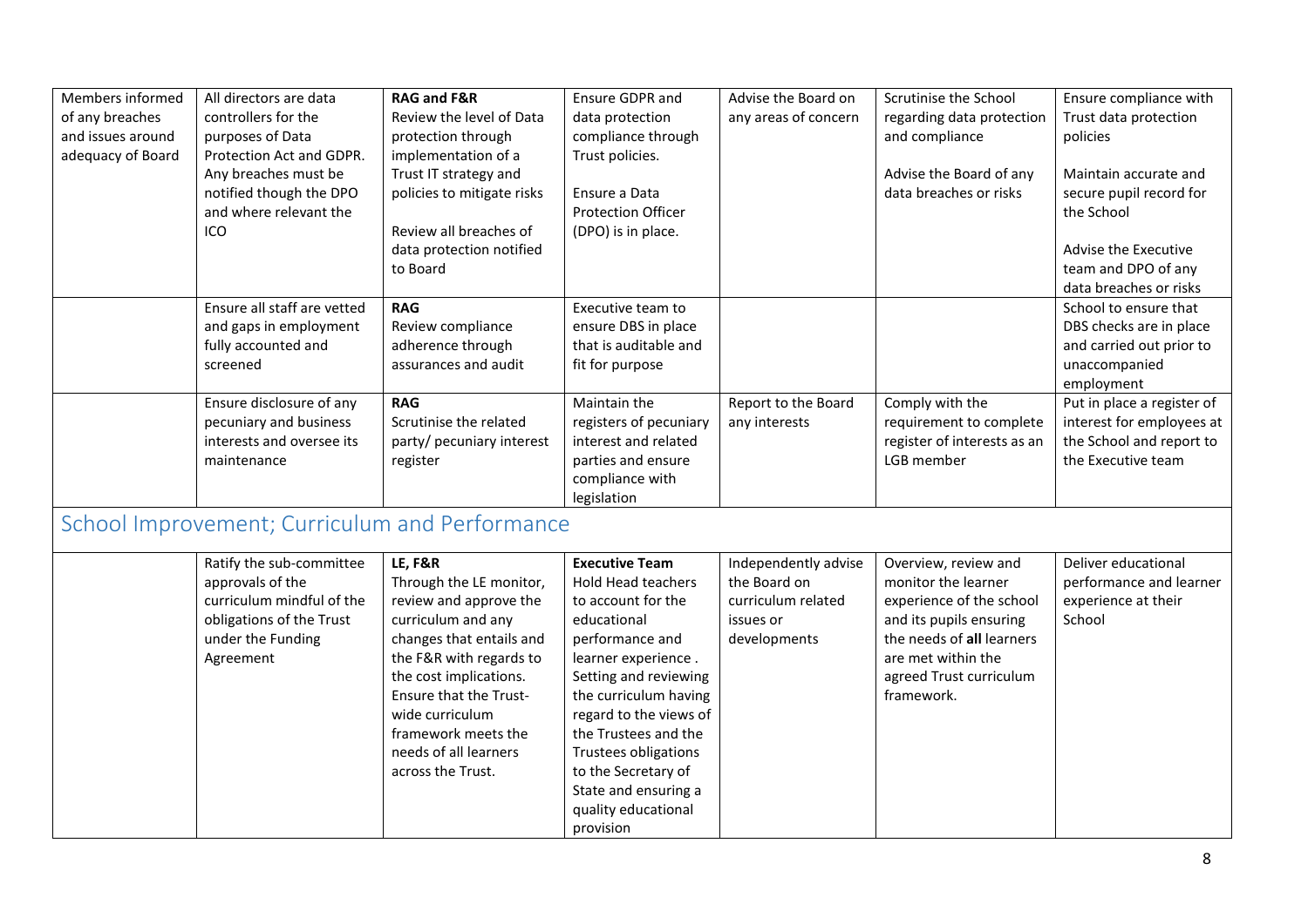| | | | | | | |
|---|---|---|---|---|---|---|
| Members informed of any breaches and issues around adequacy of Board | All directors are data controllers for the purposes of Data Protection Act and GDPR. Any breaches must be notified though the DPO and where relevant the ICO | **RAG and F&R** Review the level of Data protection through implementation of a Trust IT strategy and policies to mitigate risks<br><br>Review all breaches of data protection notified to Board | Ensure GDPR and data protection compliance through Trust policies.<br><br>Ensure a Data Protection Officer (DPO) is in place. | Advise the Board on any areas of concern | Scrutinise the School regarding data protection and compliance<br><br>Advise the Board of any data breaches or risks | Ensure compliance with Trust data protection policies<br><br>Maintain accurate and secure pupil record for the School<br><br>Advise the Executive team and DPO of any data breaches or risks |
| | Ensure all staff are vetted and gaps in employment fully accounted and screened | **RAG** Review compliance adherence through assurances and audit | Executive team to ensure DBS in place that is auditable and fit for purpose | | | School to ensure that DBS checks are in place and carried out prior to unaccompanied employment |
| | Ensure disclosure of any pecuniary and business interests and oversee its maintenance | **RAG** Scrutinise the related party/ pecuniary interest register | Maintain the registers of pecuniary interest and related parties and ensure compliance with legislation | Report to the Board any interests | Comply with the requirement to complete register of interests as an LGB member | Put in place a register of interest for employees at the School and report to the Executive team |

## School Improvement; Curriculum and Performance

| | | | | | | |
|---|---|---|---|---|---|---|
| | Ratify the sub-committee approvals of the curriculum mindful of the obligations of the Trust under the Funding Agreement | **LE, F&R** Through the LE monitor, review and approve the curriculum and any changes that entails and the F&R with regards to the cost implications. Ensure that the Trust-wide curriculum framework meets the needs of all learners across the Trust. | **Executive Team** Hold Head teachers to account for the educational performance and learner experience . Setting and reviewing the curriculum having regard to the views of the Trustees and the Trustees obligations to the Secretary of State and ensuring a quality educational provision | Independently advise the Board on curriculum related issues or developments | Overview, review and monitor the learner experience of the school and its pupils ensuring the needs of **all** learners are met within the agreed Trust curriculum framework. | Deliver educational performance and learner experience at their School |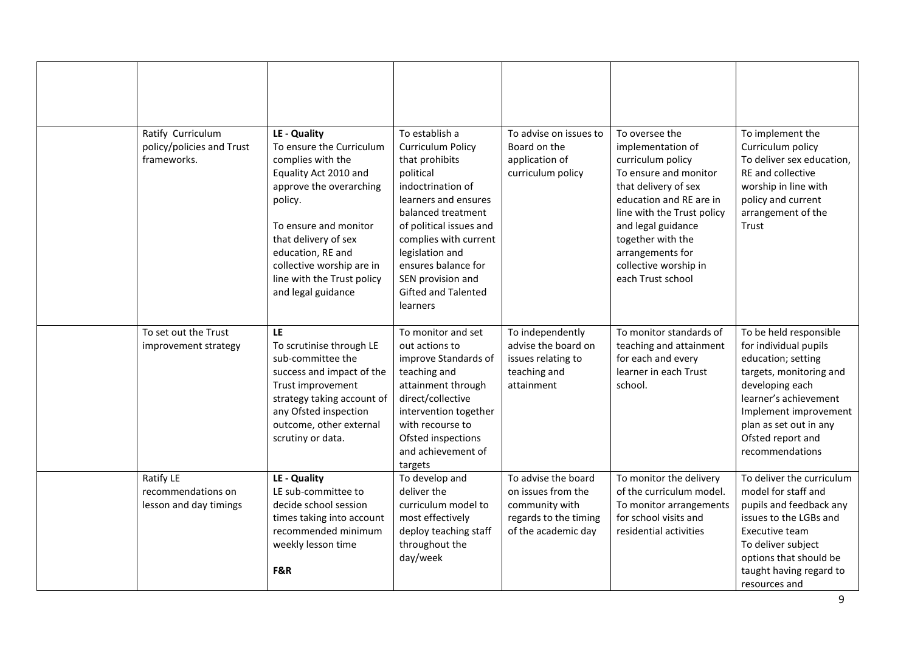| | | | | | |
|---|---|---|---|---|---|
| | | | | | |
| | Ratify Curriculum policy/policies and Trust frameworks. | **LE - Quality**<br>To ensure the Curriculum complies with the Equality Act 2010 and approve the overarching policy.<br><br>To ensure and monitor that delivery of sex education, RE and collective worship are in line with the Trust policy and legal guidance | To establish a Curriculum Policy that prohibits political indoctrination of learners and ensures balanced treatment of political issues and complies with current legislation and ensures balance for SEN provision and Gifted and Talented learners | To advise on issues to Board on the application of curriculum policy | To oversee the implementation of curriculum policy<br>To ensure and monitor that delivery of sex education and RE are in line with the Trust policy and legal guidance together with the arrangements for collective worship in each Trust school | To implement the Curriculum policy<br>To deliver sex education, RE and collective worship in line with policy and current arrangement of the Trust |
| | To set out the Trust improvement strategy | **LE**<br>To scrutinise through LE sub-committee the success and impact of the Trust improvement strategy taking account of any Ofsted inspection outcome, other external scrutiny or data. | To monitor and set out actions to improve Standards of teaching and attainment through direct/collective intervention together with recourse to Ofsted inspections and achievement of targets | To independently advise the board on issues relating to teaching and attainment | To monitor standards of teaching and attainment for each and every learner in each Trust school. | To be held responsible for individual pupils education; setting targets, monitoring and developing each learner's achievement<br>Implement improvement plan as set out in any Ofsted report and recommendations |
| | Ratify LE recommendations on lesson and day timings | **LE - Quality**<br>LE sub-committee to decide school session times taking into account recommended minimum weekly lesson time<br><br>**F&R** | To develop and deliver the curriculum model to most effectively deploy teaching staff throughout the day/week | To advise the board on issues from the community with regards to the timing of the academic day | To monitor the delivery of the curriculum model.<br>To monitor arrangements for school visits and residential activities | To deliver the curriculum model for staff and pupils and feedback any issues to the LGBs and Executive team<br>To deliver subject options that should be taught having regard to resources and |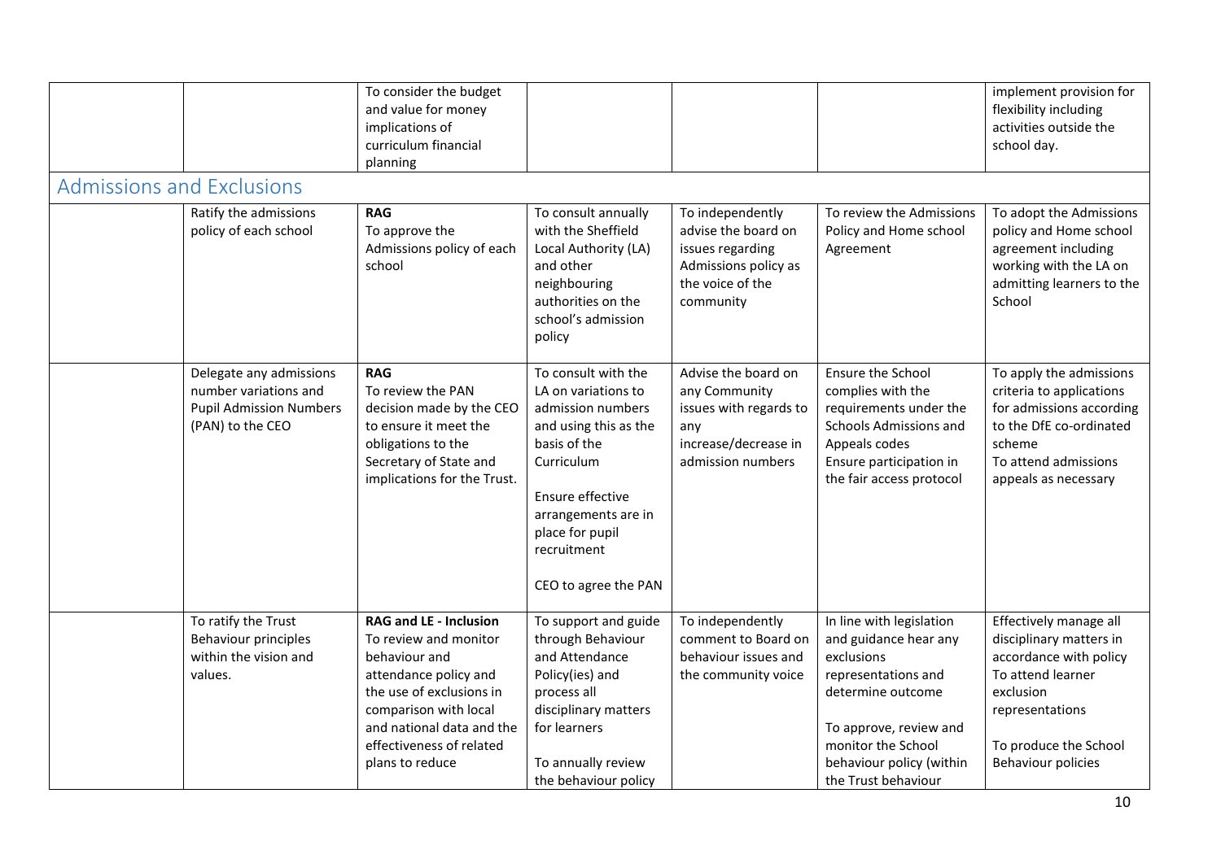| | | | | | | |
|---|---|---|---|---|---|---|
| | | To consider the budget and value for money implications of curriculum financial planning | | | | implement provision for flexibility including activities outside the school day. |
| **Admissions and Exclusions** | | | | | | |
| | Ratify the admissions policy of each school | **RAG**<br>To approve the Admissions policy of each school | To consult annually with the Sheffield Local Authority (LA) and other neighbouring authorities on the school's admission policy | To independently advise the board on issues regarding Admissions policy as the voice of the community | To review the Admissions Policy and Home school Agreement | To adopt the Admissions policy and Home school agreement including working with the LA on admitting learners to the School |
| | Delegate any admissions number variations and Pupil Admission Numbers (PAN) to the CEO | **RAG**<br>To review the PAN decision made by the CEO to ensure it meet the obligations to the Secretary of State and implications for the Trust. | To consult with the LA on variations to admission numbers and using this as the basis of the Curriculum<br><br>Ensure effective arrangements are in place for pupil recruitment<br><br>CEO to agree the PAN | Advise the board on any Community issues with regards to any increase/decrease in admission numbers | Ensure the School complies with the requirements under the Schools Admissions and Appeals codes<br>Ensure participation in the fair access protocol | To apply the admissions criteria to applications for admissions according to the DfE co-ordinated scheme<br>To attend admissions appeals as necessary |
| | To ratify the Trust Behaviour principles within the vision and values. | **RAG and LE - Inclusion**<br>To review and monitor behaviour and attendance policy and the use of exclusions in comparison with local and national data and the effectiveness of related plans to reduce | To support and guide through Behaviour and Attendance Policy(ies) and process all disciplinary matters for learners<br><br>To annually review the behaviour policy | To independently comment to Board on behaviour issues and the community voice | In line with legislation and guidance hear any exclusions representations and determine outcome<br><br>To approve, review and monitor the School behaviour policy (within the Trust behaviour | Effectively manage all disciplinary matters in accordance with policy<br>To attend learner exclusion representations<br><br>To produce the School Behaviour policies |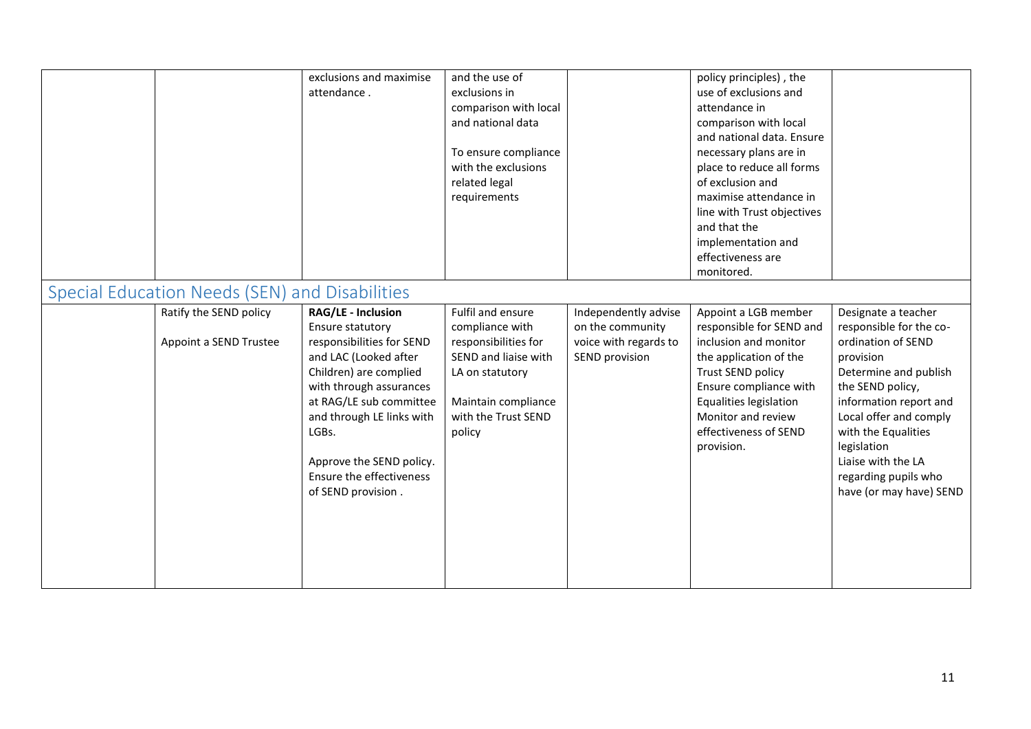| | | | | | | |
|---|---|---|---|---|---|---|
| | | exclusions and maximise attendance . | and the use of exclusions in comparison with local and national data<br><br>To ensure compliance with the exclusions related legal requirements | | policy principles) , the use of exclusions and attendance in comparison with local and national data. Ensure necessary plans are in place to reduce all forms of exclusion and maximise attendance in line with Trust objectives and that the implementation and effectiveness are monitored. | |

## Special Education Needs (SEN) and Disabilities

| | | | | | | |
|---|---|---|---|---|---|---|
| | Ratify the SEND policy<br><br>Appoint a SEND Trustee | **RAG/LE - Inclusion**<br>Ensure statutory responsibilities for SEND and LAC (Looked after Children) are complied with through assurances at RAG/LE sub committee and through LE links with LGBs.<br><br>Approve the SEND policy. Ensure the effectiveness of SEND provision . | Fulfil and ensure compliance with responsibilities for SEND and liaise with LA on statutory<br><br>Maintain compliance with the Trust SEND policy | Independently advise on the community voice with regards to SEND provision | Appoint a LGB member responsible for SEND and inclusion and monitor the application of the Trust SEND policy<br>Ensure compliance with Equalities legislation<br>Monitor and review effectiveness of SEND provision. | Designate a teacher responsible for the co-ordination of SEND provision<br>Determine and publish the SEND policy, information report and Local offer and comply with the Equalities legislation<br>Liaise with the LA regarding pupils who have (or may have) SEND |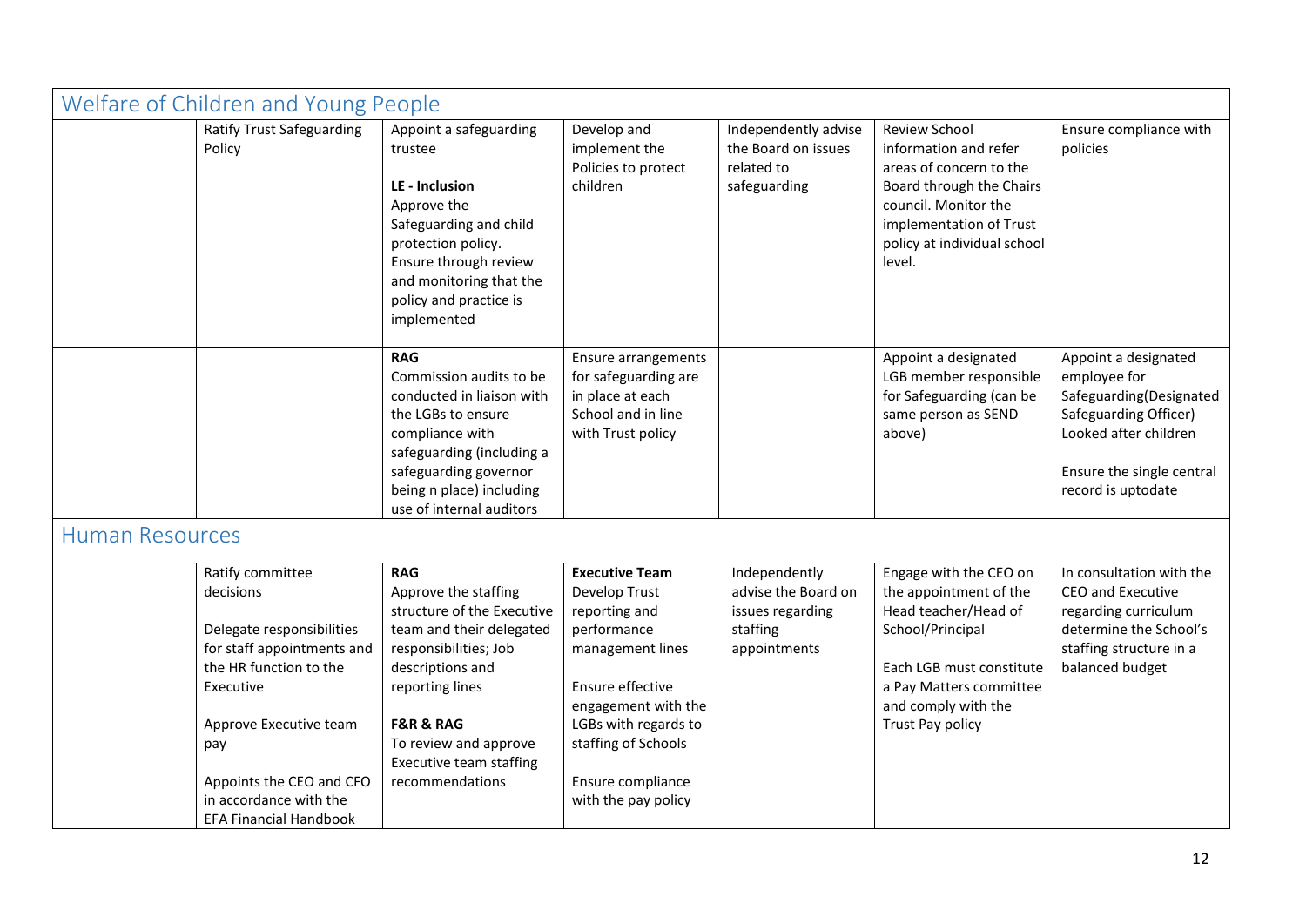## Welfare of Children and Young People

| | | | | | | |
|---|---|---|---|---|---|---|
| | Ratify Trust Safeguarding Policy | Appoint a safeguarding trustee<br><br>**LE - Inclusion**<br>Approve the Safeguarding and child protection policy.<br>Ensure through review and monitoring that the policy and practice is implemented | Develop and implement the Policies to protect children | Independently advise the Board on issues related to safeguarding | Review School information and refer areas of concern to the Board through the Chairs council. Monitor the implementation of Trust policy at individual school level. | Ensure compliance with policies |
| | | **RAG**<br>Commission audits to be conducted in liaison with the LGBs to ensure compliance with safeguarding (including a safeguarding governor being n place) including use of internal auditors | Ensure arrangements for safeguarding are in place at each School and in line with Trust policy | | Appoint a designated LGB member responsible for Safeguarding (can be same person as SEND above) | Appoint a designated employee for Safeguarding(Designated Safeguarding Officer) Looked after children<br><br>Ensure the single central record is uptodate |

## Human Resources

| | | | | | | |
|---|---|---|---|---|---|---|
| | Ratify committee decisions<br><br>Delegate responsibilities for staff appointments and the HR function to the Executive<br><br>Approve Executive team pay<br><br>Appoints the CEO and CFO in accordance with the EFA Financial Handbook | **RAG**<br>Approve the staffing structure of the Executive team and their delegated responsibilities; Job descriptions and reporting lines<br><br>**F&R & RAG**<br>To review and approve Executive team staffing recommendations | **Executive Team**<br>Develop Trust reporting and performance management lines<br><br>Ensure effective engagement with the LGBs with regards to staffing of Schools<br><br>Ensure compliance with the pay policy | Independently advise the Board on issues regarding staffing appointments | Engage with the CEO on the appointment of the Head teacher/Head of School/Principal<br><br>Each LGB must constitute a Pay Matters committee and comply with the Trust Pay policy | In consultation with the CEO and Executive regarding curriculum determine the School's staffing structure in a balanced budget |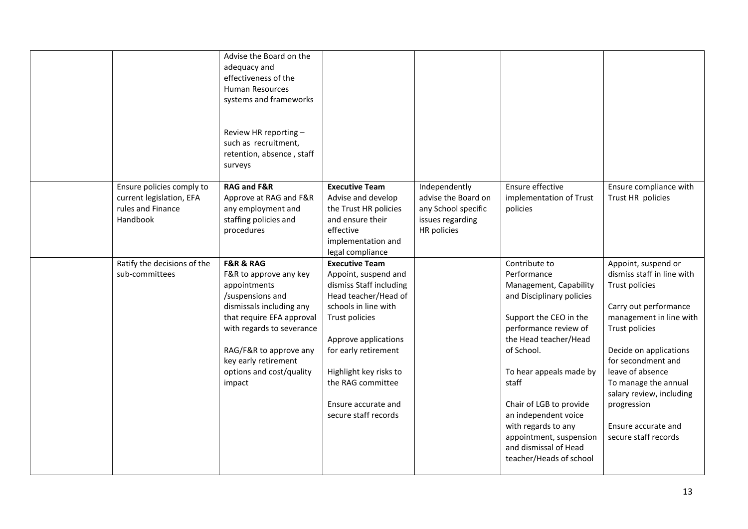| | | | | | | |
|---|---|---|---|---|---|---|
| | | Advise the Board on the adequacy and effectiveness of the Human Resources systems and frameworks<br><br>Review HR reporting – such as recruitment, retention, absence , staff surveys | | | | |
| | Ensure policies comply to current legislation, EFA rules and Finance Handbook | **RAG and F&R**<br>Approve at RAG and F&R any employment and staffing policies and procedures | **Executive Team**<br>Advise and develop the Trust HR policies and ensure their effective implementation and legal compliance | Independently advise the Board on any School specific issues regarding HR policies | Ensure effective implementation of Trust policies | Ensure compliance with Trust HR policies |
| | Ratify the decisions of the sub-committees | **F&R & RAG**<br>F&R to approve any key appointments /suspensions and dismissals including any that require EFA approval with regards to severance<br><br>RAG/F&R to approve any key early retirement options and cost/quality impact | **Executive Team**<br>Appoint, suspend and dismiss Staff including Head teacher/Head of schools in line with Trust policies<br><br>Approve applications for early retirement<br><br>Highlight key risks to the RAG committee<br><br>Ensure accurate and secure staff records | | Contribute to Performance Management, Capability and Disciplinary policies<br><br>Support the CEO in the performance review of the Head teacher/Head of School.<br><br>To hear appeals made by staff<br><br>Chair of LGB to provide an independent voice with regards to any appointment, suspension and dismissal of Head teacher/Heads of school | Appoint, suspend or dismiss staff in line with Trust policies<br><br>Carry out performance management in line with Trust policies<br><br>Decide on applications for secondment and leave of absence<br>To manage the annual salary review, including progression<br><br>Ensure accurate and secure staff records |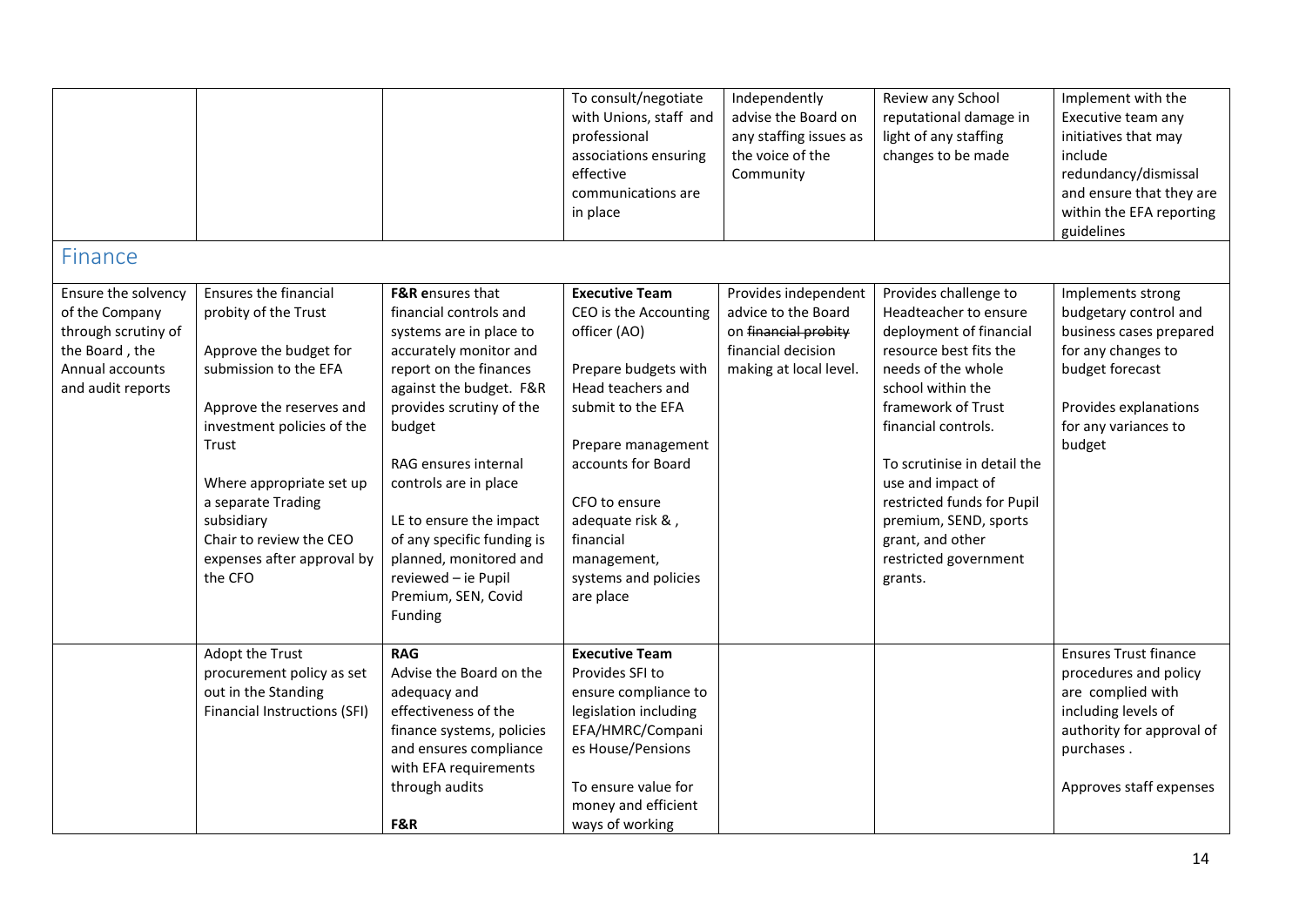| | | | | | | |
|---|---|---|---|---|---|---|
| | | | To consult/negotiate with Unions, staff and professional associations ensuring effective communications are in place | Independently advise the Board on any staffing issues as the voice of the Community | Review any School reputational damage in light of any staffing changes to be made | Implement with the Executive team any initiatives that may include redundancy/dismissal and ensure that they are within the EFA reporting guidelines |

## Finance

| | | | | | | |
|---|---|---|---|---|---|---|
| Ensure the solvency of the Company through scrutiny of the Board , the Annual accounts and audit reports | Ensures the financial probity of the Trust<br><br>Approve the budget for submission to the EFA<br><br>Approve the reserves and investment policies of the Trust<br><br>Where appropriate set up a separate Trading subsidiary<br>Chair to review the CEO expenses after approval by the CFO | **F&R e**nsures that financial controls and systems are in place to accurately monitor and report on the finances against the budget. F&R provides scrutiny of the budget<br><br>RAG ensures internal controls are in place<br><br>LE to ensure the impact of any specific funding is planned, monitored and reviewed – ie Pupil Premium, SEN, Covid Funding | **Executive Team**<br>CEO is the Accounting officer (AO)<br><br>Prepare budgets with Head teachers and submit to the EFA<br><br>Prepare management accounts for Board<br><br>CFO to ensure adequate risk & , financial management, systems and policies are place | Provides independent advice to the Board on ~~financial probity~~ financial decision making at local level. | Provides challenge to Headteacher to ensure deployment of financial resource best fits the needs of the whole school within the framework of Trust financial controls.<br><br>To scrutinise in detail the use and impact of restricted funds for Pupil premium, SEND, sports grant, and other restricted government grants. | Implements strong budgetary control and business cases prepared for any changes to budget forecast<br><br>Provides explanations for any variances to budget |
| | Adopt the Trust procurement policy as set out in the Standing Financial Instructions (SFI) | **RAG**<br>Advise the Board on the adequacy and effectiveness of the finance systems, policies and ensures compliance with EFA requirements through audits<br><br>**F&R** | **Executive Team**<br>Provides SFI to ensure compliance to legislation including EFA/HMRC/Companies House/Pensions<br><br>To ensure value for money and efficient ways of working | | | Ensures Trust finance procedures and policy are complied with including levels of authority for approval of purchases .<br><br>Approves staff expenses |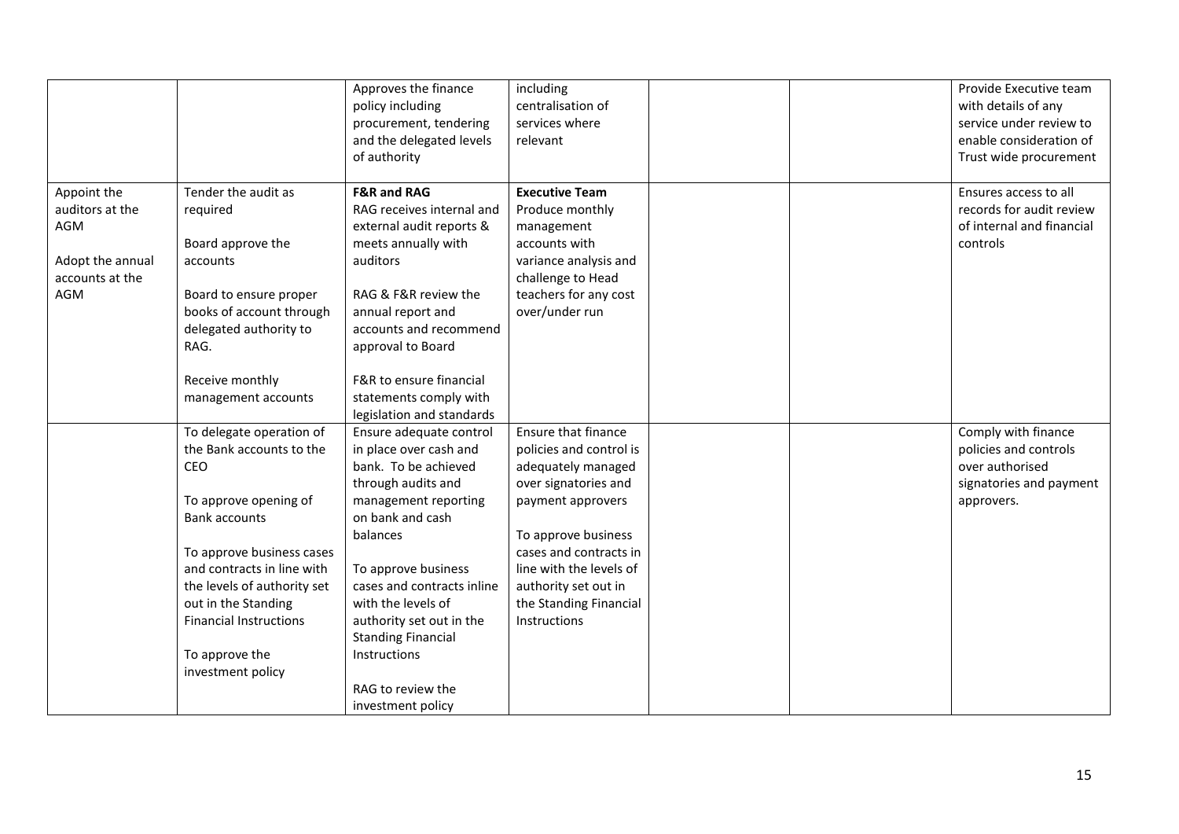| | | | | | | |
|---|---|---|---|---|---|---|
| | | Approves the finance policy including procurement, tendering and the delegated levels of authority | including centralisation of services where relevant | | | Provide Executive team with details of any service under review to enable consideration of Trust wide procurement |
| Appoint the auditors at the AGM<br><br>Adopt the annual accounts at the AGM | Tender the audit as required<br><br>Board approve the accounts<br><br>Board to ensure proper books of account through delegated authority to RAG.<br><br>Receive monthly management accounts | **F&R and RAG**<br>RAG receives internal and external audit reports & meets annually with auditors<br><br>RAG & F&R review the annual report and accounts and recommend approval to Board<br><br>F&R to ensure financial statements comply with legislation and standards | **Executive Team**<br>Produce monthly management accounts with variance analysis and challenge to Head teachers for any cost over/under run | | | Ensures access to all records for audit review of internal and financial controls |
| | To delegate operation of the Bank accounts to the CEO<br><br>To approve opening of Bank accounts<br><br>To approve business cases and contracts in line with the levels of authority set out in the Standing Financial Instructions<br><br>To approve the investment policy | Ensure adequate control in place over cash and bank. To be achieved through audits and management reporting on bank and cash balances<br><br>To approve business cases and contracts inline with the levels of authority set out in the Standing Financial Instructions<br><br>RAG to review the investment policy | Ensure that finance policies and control is adequately managed over signatories and payment approvers<br><br>To approve business cases and contracts in line with the levels of authority set out in the Standing Financial Instructions | | | Comply with finance policies and controls over authorised signatories and payment approvers. |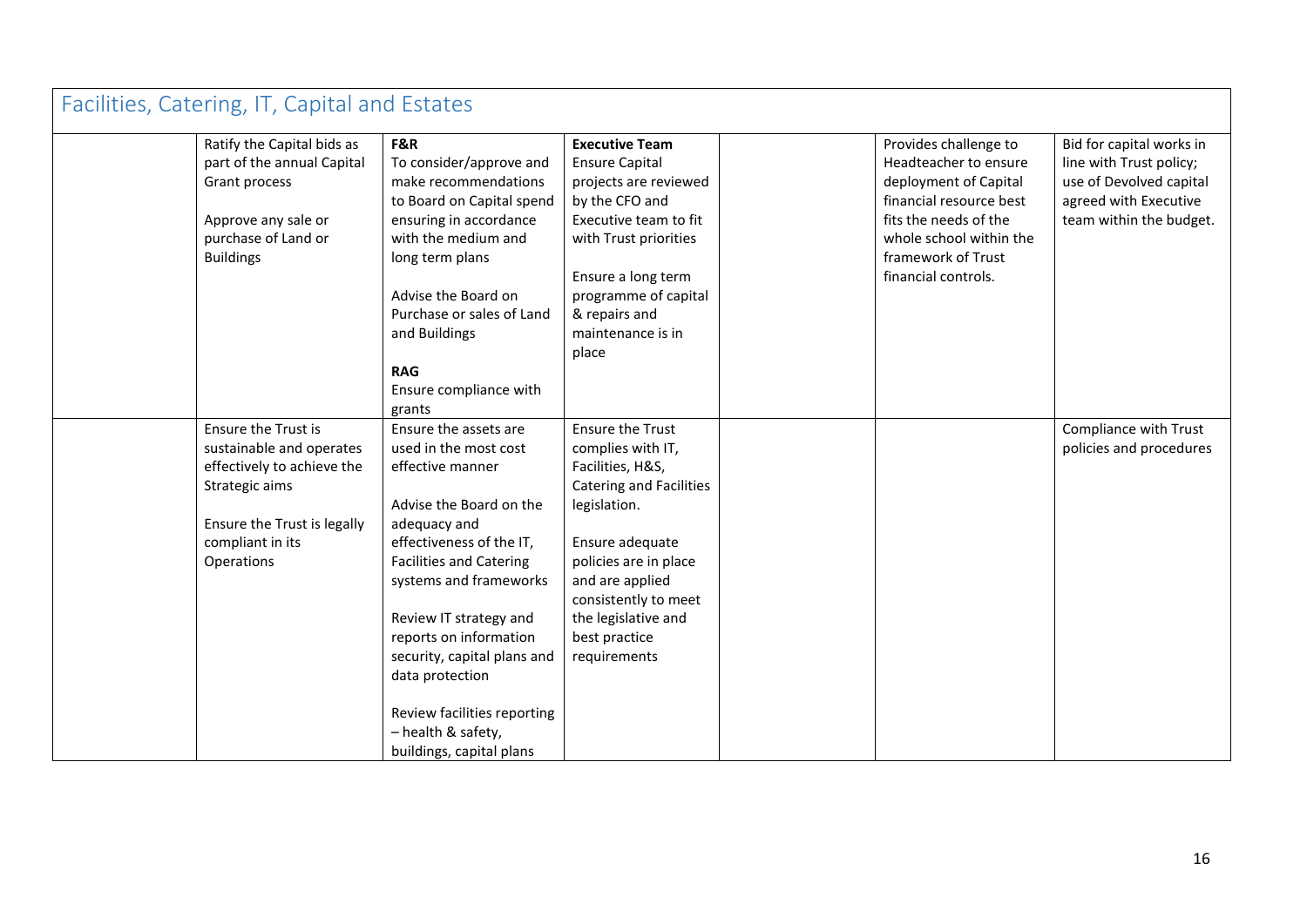## Facilities, Catering, IT, Capital and Estates

| | | | | | | |
|---|---|---|---|---|---|---|
| | Ratify the Capital bids as part of the annual Capital Grant process<br><br>Approve any sale or purchase of Land or Buildings | **F&R**<br>To consider/approve and make recommendations to Board on Capital spend ensuring in accordance with the medium and long term plans<br><br>Advise the Board on Purchase or sales of Land and Buildings<br><br>**RAG**<br>Ensure compliance with grants | **Executive Team**<br>Ensure Capital projects are reviewed by the CFO and Executive team to fit with Trust priorities<br><br>Ensure a long term programme of capital & repairs and maintenance is in place | | Provides challenge to Headteacher to ensure deployment of Capital financial resource best fits the needs of the whole school within the framework of Trust financial controls. | Bid for capital works in line with Trust policy; use of Devolved capital agreed with Executive team within the budget. |
| | Ensure the Trust is sustainable and operates effectively to achieve the Strategic aims<br><br>Ensure the Trust is legally compliant in its Operations | Ensure the assets are used in the most cost effective manner<br><br>Advise the Board on the adequacy and effectiveness of the IT, Facilities and Catering systems and frameworks<br><br>Review IT strategy and reports on information security, capital plans and data protection<br><br>Review facilities reporting – health & safety, buildings, capital plans | Ensure the Trust complies with IT, Facilities, H&S, Catering and Facilities legislation.<br><br>Ensure adequate policies are in place and are applied consistently to meet the legislative and best practice requirements | | | Compliance with Trust policies and procedures |